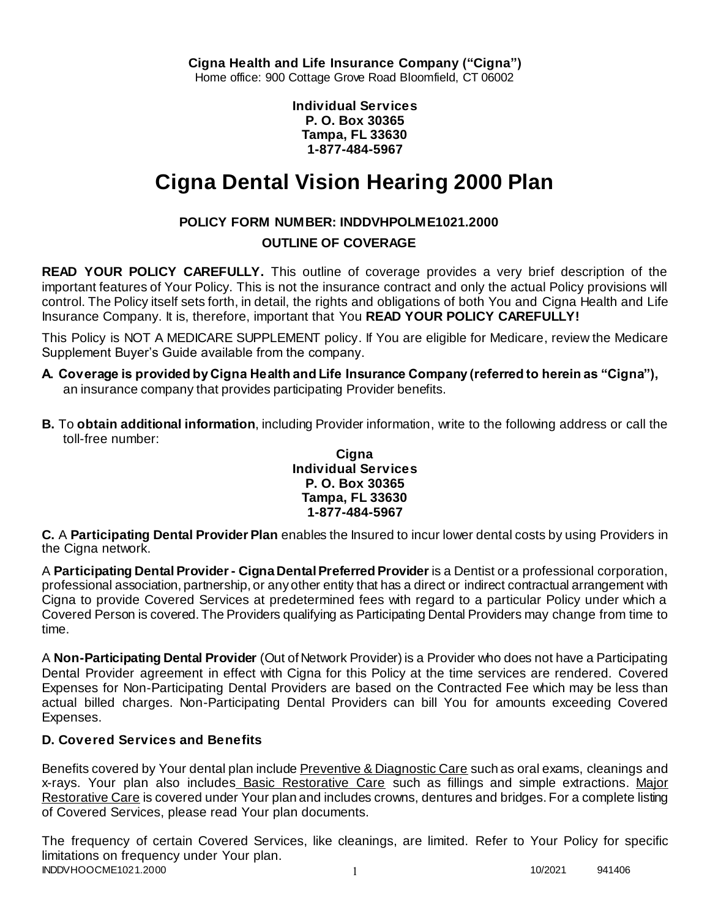**Cigna Health and Life Insurance Company ("Cigna")**
Home office: 900 Cottage Grove Road Bloomfield, CT 06002

**Individual Services**
**P. O. Box 30365**
**Tampa, FL 33630**
**1-877-484-5967**

# Cigna Dental Vision Hearing 2000 Plan

**POLICY FORM NUMBER: INDDVHPOLME1021.2000**

**OUTLINE OF COVERAGE**

**READ YOUR POLICY CAREFULLY.** This outline of coverage provides a very brief description of the important features of Your Policy. This is not the insurance contract and only the actual Policy provisions will control. The Policy itself sets forth, in detail, the rights and obligations of both You and Cigna Health and Life Insurance Company. It is, therefore, important that You **READ YOUR POLICY CAREFULLY!**

This Policy is NOT A MEDICARE SUPPLEMENT policy. If You are eligible for Medicare, review the Medicare Supplement Buyer's Guide available from the company.

**A. Coverage is provided by Cigna Health and Life Insurance Company (referred to herein as "Cigna"),** an insurance company that provides participating Provider benefits.

**B.** To **obtain additional information**, including Provider information, write to the following address or call the toll-free number:

**Cigna**
**Individual Services**
**P. O. Box 30365**
**Tampa, FL 33630**
**1-877-484-5967**

**C.** A **Participating Dental Provider Plan** enables the Insured to incur lower dental costs by using Providers in the Cigna network.

A **Participating Dental Provider - Cigna Dental Preferred Provider** is a Dentist or a professional corporation, professional association, partnership, or any other entity that has a direct or indirect contractual arrangement with Cigna to provide Covered Services at predetermined fees with regard to a particular Policy under which a Covered Person is covered. The Providers qualifying as Participating Dental Providers may change from time to time.

A **Non-Participating Dental Provider** (Out of Network Provider) is a Provider who does not have a Participating Dental Provider agreement in effect with Cigna for this Policy at the time services are rendered. Covered Expenses for Non-Participating Dental Providers are based on the Contracted Fee which may be less than actual billed charges. Non-Participating Dental Providers can bill You for amounts exceeding Covered Expenses.

**D. Covered Services and Benefits**

Benefits covered by Your dental plan include Preventive & Diagnostic Care such as oral exams, cleanings and x-rays. Your plan also includes Basic Restorative Care such as fillings and simple extractions. Major Restorative Care is covered under Your plan and includes crowns, dentures and bridges. For a complete listing of Covered Services, please read Your plan documents.

The frequency of certain Covered Services, like cleanings, are limited. Refer to Your Policy for specific limitations on frequency under Your plan.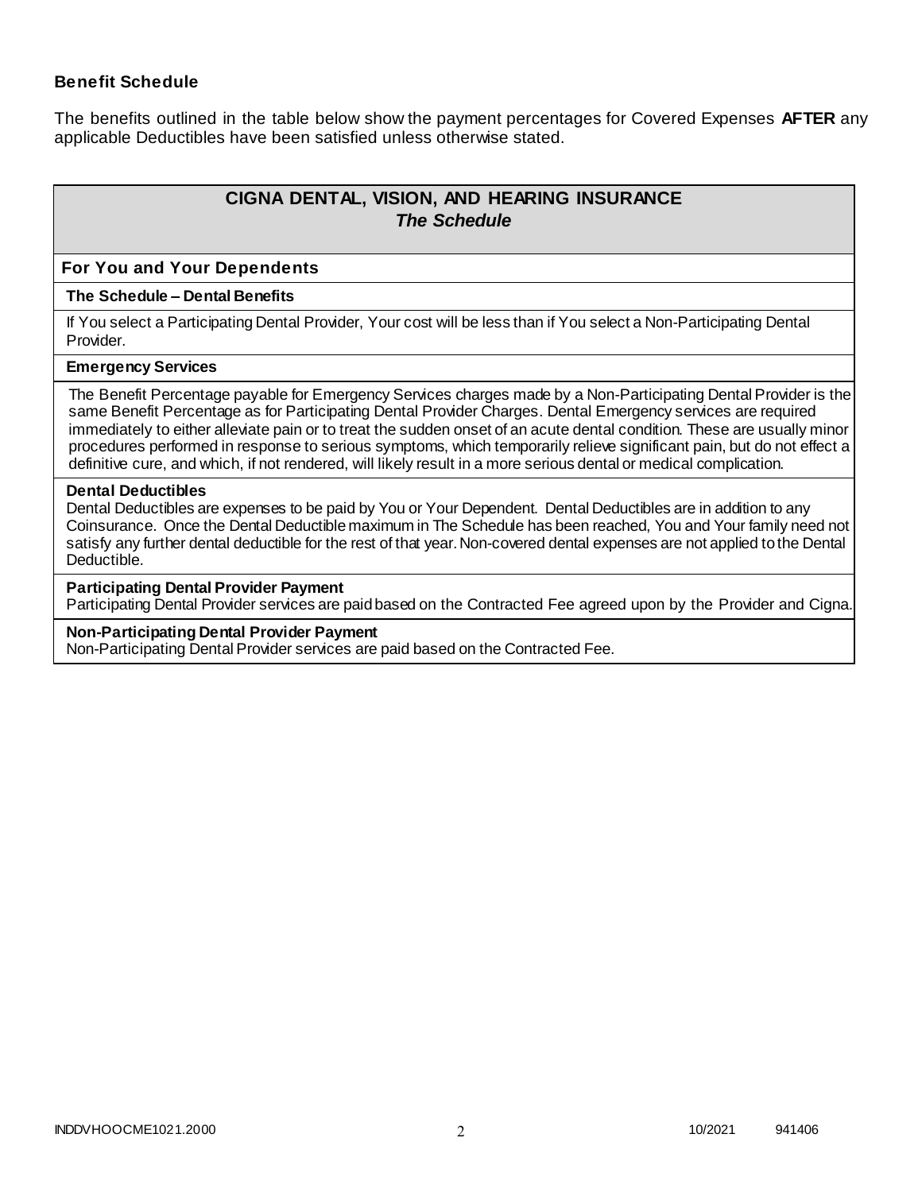### Benefit Schedule

The benefits outlined in the table below show the payment percentages for Covered Expenses **AFTER** any applicable Deductibles have been satisfied unless otherwise stated.

## CIGNA DENTAL, VISION, AND HEARING INSURANCE
### *The Schedule*

### For You and Your Dependents

**The Schedule – Dental Benefits**

If You select a Participating Dental Provider, Your cost will be less than if You select a Non-Participating Dental Provider.

**Emergency Services**

The Benefit Percentage payable for Emergency Services charges made by a Non-Participating Dental Provider is the same Benefit Percentage as for Participating Dental Provider Charges. Dental Emergency services are required immediately to either alleviate pain or to treat the sudden onset of an acute dental condition. These are usually minor procedures performed in response to serious symptoms, which temporarily relieve significant pain, but do not effect a definitive cure, and which, if not rendered, will likely result in a more serious dental or medical complication.

**Dental Deductibles**

Dental Deductibles are expenses to be paid by You or Your Dependent. Dental Deductibles are in addition to any Coinsurance. Once the Dental Deductible maximum in The Schedule has been reached, You and Your family need not satisfy any further dental deductible for the rest of that year. Non-covered dental expenses are not applied to the Dental Deductible.

**Participating Dental Provider Payment**

Participating Dental Provider services are paid based on the Contracted Fee agreed upon by the Provider and Cigna.

**Non-Participating Dental Provider Payment**

Non-Participating Dental Provider services are paid based on the Contracted Fee.

INDDVHOOCME1021.2000 10/2021 941406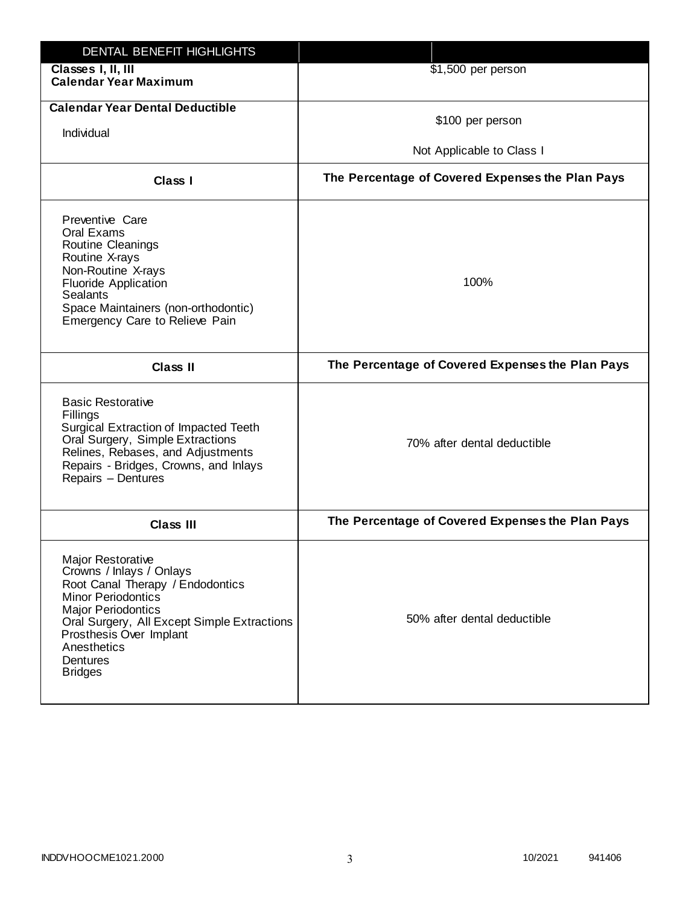| DENTAL BENEFIT HIGHLIGHTS | |
|---|---|
| **Classes I, II, III**<br>**Calendar Year Maximum** | $1,500 per person |
| **Calendar Year Dental Deductible**<br>Individual | $100 per person<br>Not Applicable to Class I |
| **Class I** | **The Percentage of Covered Expenses the Plan Pays** |
| Preventive Care<br>Oral Exams<br>Routine Cleanings<br>Routine X-rays<br>Non-Routine X-rays<br>Fluoride Application<br>Sealants<br>Space Maintainers (non-orthodontic)<br>Emergency Care to Relieve Pain | 100% |
| **Class II** | **The Percentage of Covered Expenses the Plan Pays** |
| Basic Restorative<br>Fillings<br>Surgical Extraction of Impacted Teeth<br>Oral Surgery, Simple Extractions<br>Relines, Rebases, and Adjustments<br>Repairs - Bridges, Crowns, and Inlays<br>Repairs – Dentures | 70% after dental deductible |
| **Class III** | **The Percentage of Covered Expenses the Plan Pays** |
| Major Restorative<br>Crowns / Inlays / Onlays<br>Root Canal Therapy / Endodontics<br>Minor Periodontics<br>Major Periodontics<br>Oral Surgery, All Except Simple Extractions<br>Prosthesis Over Implant<br>Anesthetics<br>Dentures<br>Bridges | 50% after dental deductible |

INDDVHOOCME1021.2000 10/2021 941406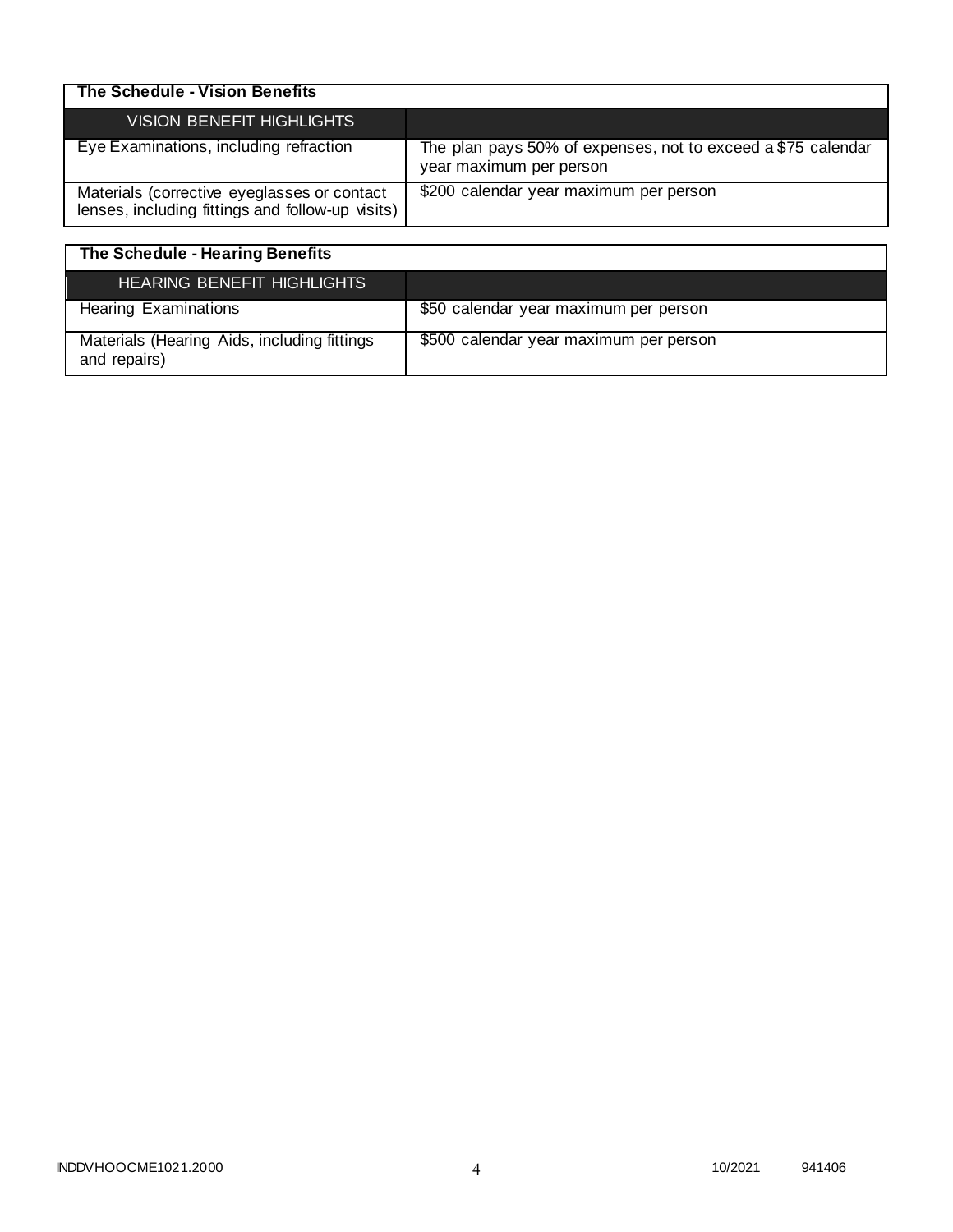**The Schedule - Vision Benefits**

| VISION BENEFIT HIGHLIGHTS | |
|---|---|
| Eye Examinations, including refraction | The plan pays 50% of expenses, not to exceed a $75 calendar year maximum per person |
| Materials (corrective eyeglasses or contact lenses, including fittings and follow-up visits) | $200 calendar year maximum per person |

**The Schedule - Hearing Benefits**

| HEARING BENEFIT HIGHLIGHTS | |
|---|---|
| Hearing Examinations | $50 calendar year maximum per person |
| Materials (Hearing Aids, including fittings and repairs) | $500 calendar year maximum per person |

INDDVHOOCME1021.2000 10/2021 941406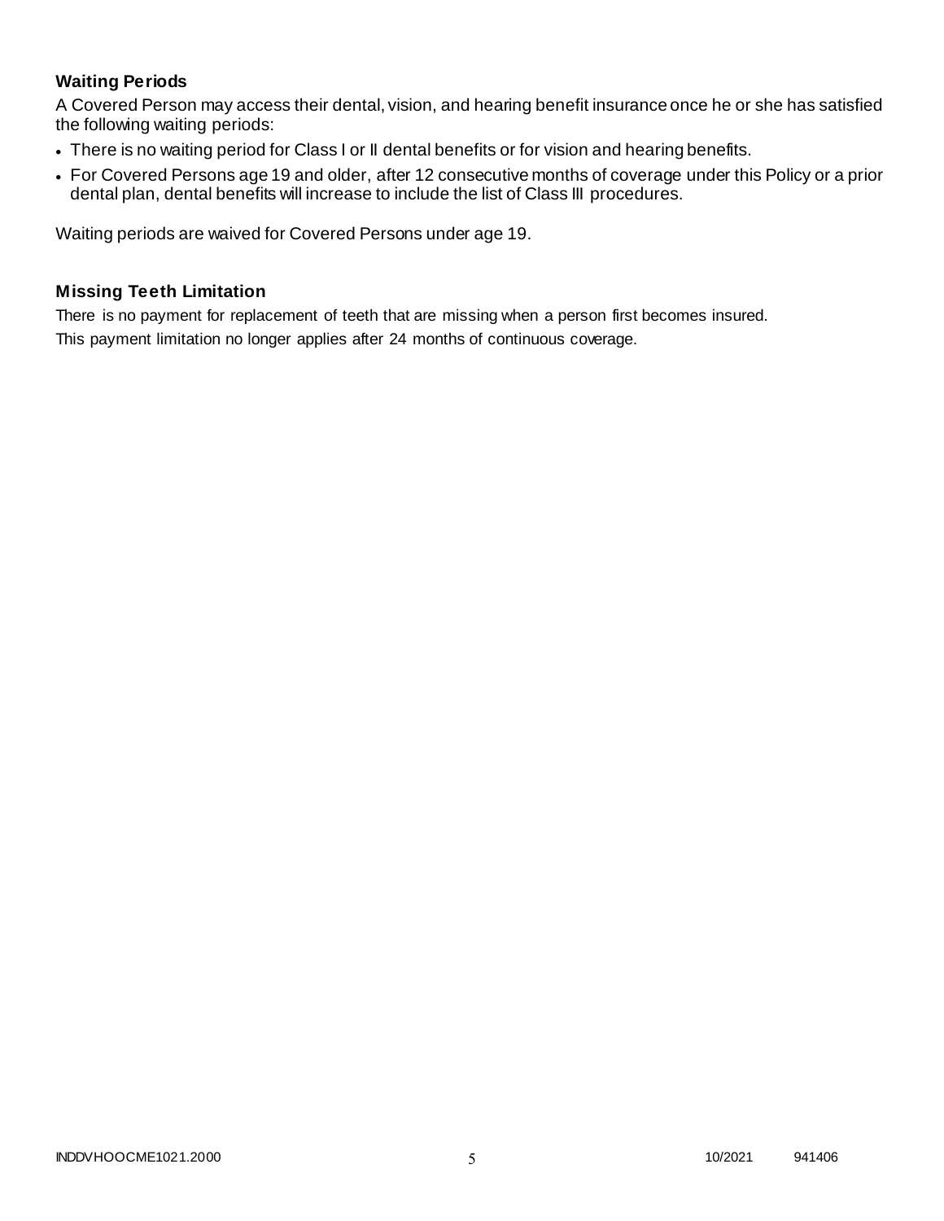### Waiting Periods

A Covered Person may access their dental, vision, and hearing benefit insurance once he or she has satisfied the following waiting periods:

- There is no waiting period for Class I or II dental benefits or for vision and hearing benefits.
- For Covered Persons age 19 and older, after 12 consecutive months of coverage under this Policy or a prior dental plan, dental benefits will increase to include the list of Class III procedures.

Waiting periods are waived for Covered Persons under age 19.

### Missing Teeth Limitation

There is no payment for replacement of teeth that are missing when a person first becomes insured.
This payment limitation no longer applies after 24 months of continuous coverage.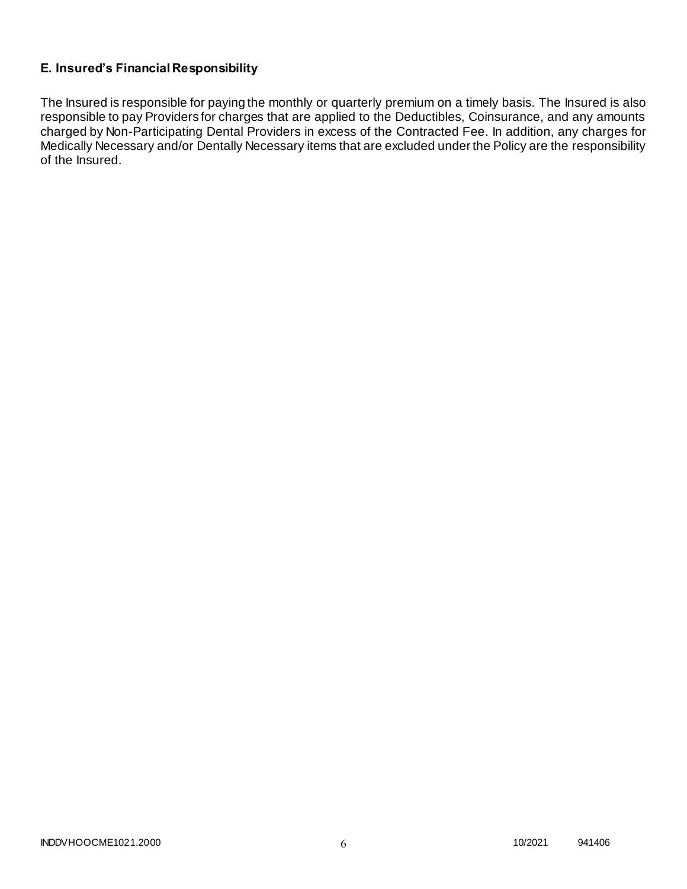### E. Insured's Financial Responsibility

The Insured is responsible for paying the monthly or quarterly premium on a timely basis. The Insured is also responsible to pay Providers for charges that are applied to the Deductibles, Coinsurance, and any amounts charged by Non-Participating Dental Providers in excess of the Contracted Fee. In addition, any charges for Medically Necessary and/or Dentally Necessary items that are excluded under the Policy are the responsibility of the Insured.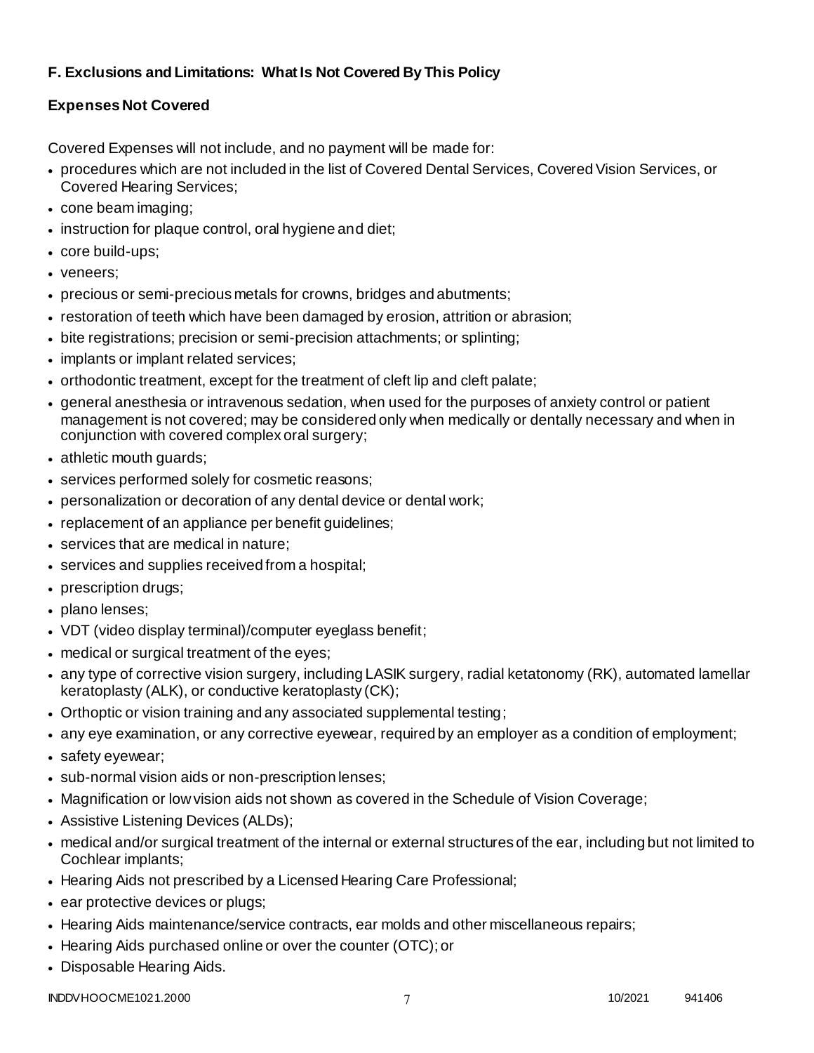### F. Exclusions and Limitations: What Is Not Covered By This Policy

#### Expenses Not Covered

Covered Expenses will not include, and no payment will be made for:

- procedures which are not included in the list of Covered Dental Services, Covered Vision Services, or Covered Hearing Services;
- cone beam imaging;
- instruction for plaque control, oral hygiene and diet;
- core build-ups;
- veneers;
- precious or semi-precious metals for crowns, bridges and abutments;
- restoration of teeth which have been damaged by erosion, attrition or abrasion;
- bite registrations; precision or semi-precision attachments; or splinting;
- implants or implant related services;
- orthodontic treatment, except for the treatment of cleft lip and cleft palate;
- general anesthesia or intravenous sedation, when used for the purposes of anxiety control or patient management is not covered; may be considered only when medically or dentally necessary and when in conjunction with covered complex oral surgery;
- athletic mouth guards;
- services performed solely for cosmetic reasons;
- personalization or decoration of any dental device or dental work;
- replacement of an appliance per benefit guidelines;
- services that are medical in nature;
- services and supplies received from a hospital;
- prescription drugs;
- plano lenses;
- VDT (video display terminal)/computer eyeglass benefit;
- medical or surgical treatment of the eyes;
- any type of corrective vision surgery, including LASIK surgery, radial ketatonomy (RK), automated lamellar keratoplasty (ALK), or conductive keratoplasty (CK);
- Orthoptic or vision training and any associated supplemental testing;
- any eye examination, or any corrective eyewear, required by an employer as a condition of employment;
- safety eyewear;
- sub-normal vision aids or non-prescription lenses;
- Magnification or low vision aids not shown as covered in the Schedule of Vision Coverage;
- Assistive Listening Devices (ALDs);
- medical and/or surgical treatment of the internal or external structures of the ear, including but not limited to Cochlear implants;
- Hearing Aids not prescribed by a Licensed Hearing Care Professional;
- ear protective devices or plugs;
- Hearing Aids maintenance/service contracts, ear molds and other miscellaneous repairs;
- Hearing Aids purchased online or over the counter (OTC); or
- Disposable Hearing Aids.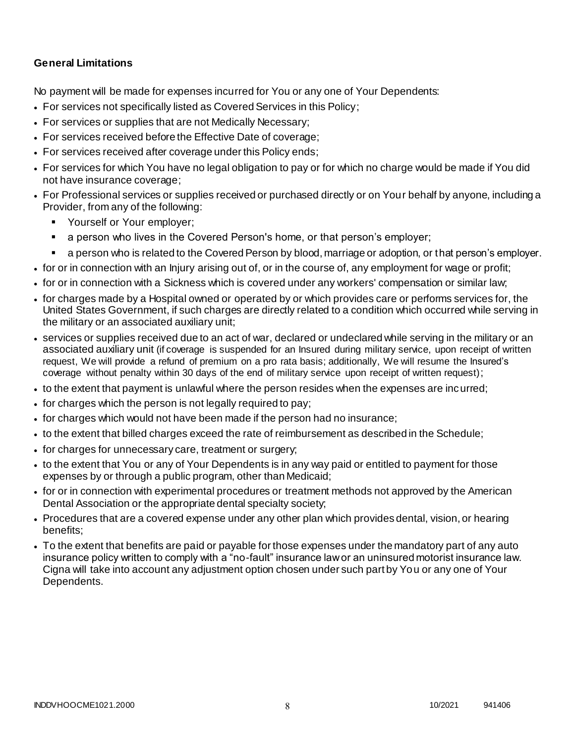### General Limitations

No payment will be made for expenses incurred for You or any one of Your Dependents:

- For services not specifically listed as Covered Services in this Policy;
- For services or supplies that are not Medically Necessary;
- For services received before the Effective Date of coverage;
- For services received after coverage under this Policy ends;
- For services for which You have no legal obligation to pay or for which no charge would be made if You did not have insurance coverage;
- For Professional services or supplies received or purchased directly or on Your behalf by anyone, including a Provider, from any of the following:
  - Yourself or Your employer;
  - a person who lives in the Covered Person's home, or that person's employer;
  - a person who is related to the Covered Person by blood, marriage or adoption, or that person's employer.
- for or in connection with an Injury arising out of, or in the course of, any employment for wage or profit;
- for or in connection with a Sickness which is covered under any workers' compensation or similar law;
- for charges made by a Hospital owned or operated by or which provides care or performs services for, the United States Government, if such charges are directly related to a condition which occurred while serving in the military or an associated auxiliary unit;
- services or supplies received due to an act of war, declared or undeclared while serving in the military or an associated auxiliary unit (if coverage is suspended for an Insured during military service, upon receipt of written request, We will provide a refund of premium on a pro rata basis; additionally, We will resume the Insured's coverage without penalty within 30 days of the end of military service upon receipt of written request);
- to the extent that payment is unlawful where the person resides when the expenses are incurred;
- for charges which the person is not legally required to pay;
- for charges which would not have been made if the person had no insurance;
- to the extent that billed charges exceed the rate of reimbursement as described in the Schedule;
- for charges for unnecessary care, treatment or surgery;
- to the extent that You or any of Your Dependents is in any way paid or entitled to payment for those expenses by or through a public program, other than Medicaid;
- for or in connection with experimental procedures or treatment methods not approved by the American Dental Association or the appropriate dental specialty society;
- Procedures that are a covered expense under any other plan which provides dental, vision, or hearing benefits;
- To the extent that benefits are paid or payable for those expenses under the mandatory part of any auto insurance policy written to comply with a "no-fault" insurance law or an uninsured motorist insurance law. Cigna will take into account any adjustment option chosen under such part by You or any one of Your Dependents.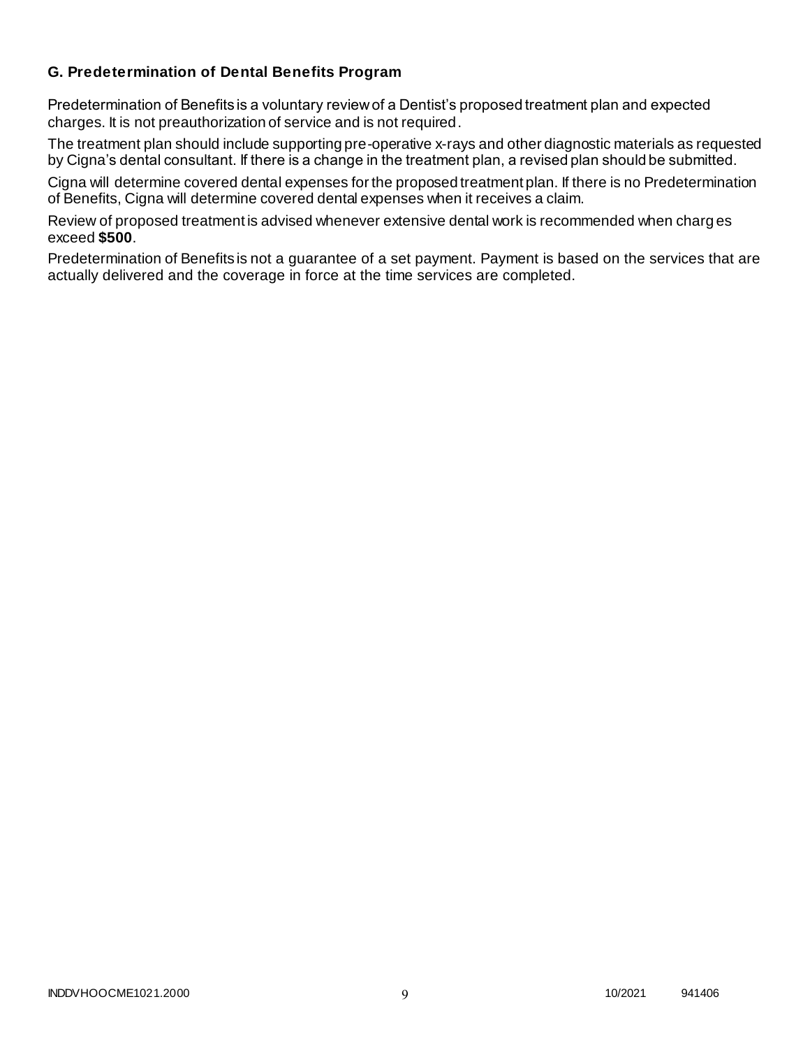### G. Predetermination of Dental Benefits Program

Predetermination of Benefits is a voluntary review of a Dentist's proposed treatment plan and expected charges. It is not preauthorization of service and is not required.

The treatment plan should include supporting pre-operative x-rays and other diagnostic materials as requested by Cigna's dental consultant. If there is a change in the treatment plan, a revised plan should be submitted.

Cigna will determine covered dental expenses for the proposed treatment plan. If there is no Predetermination of Benefits, Cigna will determine covered dental expenses when it receives a claim.

Review of proposed treatment is advised whenever extensive dental work is recommended when charges exceed **$500**.

Predetermination of Benefits is not a guarantee of a set payment. Payment is based on the services that are actually delivered and the coverage in force at the time services are completed.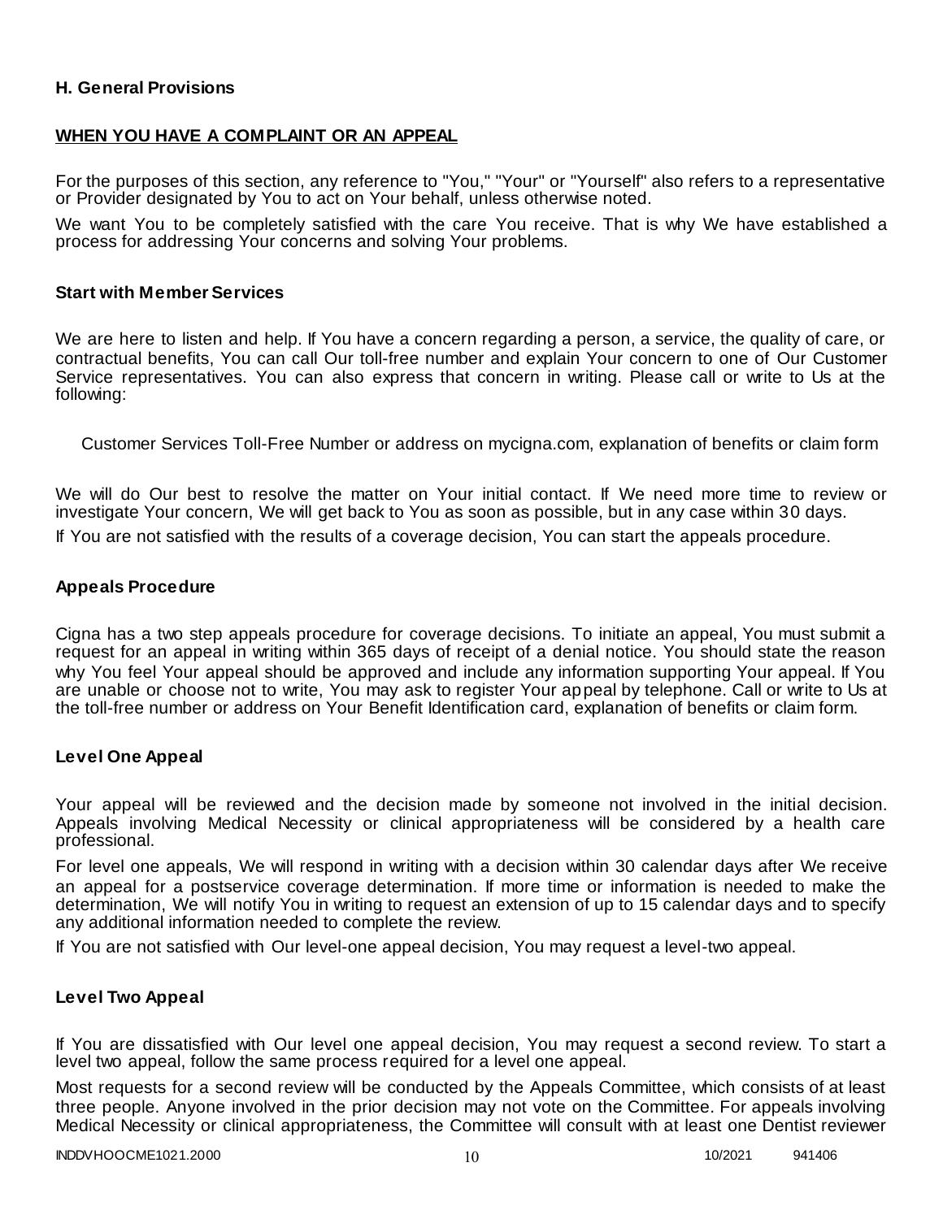## H. General Provisions

### WHEN YOU HAVE A COMPLAINT OR AN APPEAL

For the purposes of this section, any reference to "You," "Your" or "Yourself" also refers to a representative or Provider designated by You to act on Your behalf, unless otherwise noted.

We want You to be completely satisfied with the care You receive. That is why We have established a process for addressing Your concerns and solving Your problems.

### Start with Member Services

We are here to listen and help. If You have a concern regarding a person, a service, the quality of care, or contractual benefits, You can call Our toll-free number and explain Your concern to one of Our Customer Service representatives. You can also express that concern in writing. Please call or write to Us at the following:

Customer Services Toll-Free Number or address on mycigna.com, explanation of benefits or claim form

We will do Our best to resolve the matter on Your initial contact. If We need more time to review or investigate Your concern, We will get back to You as soon as possible, but in any case within 30 days.

If You are not satisfied with the results of a coverage decision, You can start the appeals procedure.

### Appeals Procedure

Cigna has a two step appeals procedure for coverage decisions. To initiate an appeal, You must submit a request for an appeal in writing within 365 days of receipt of a denial notice. You should state the reason why You feel Your appeal should be approved and include any information supporting Your appeal. If You are unable or choose not to write, You may ask to register Your appeal by telephone. Call or write to Us at the toll-free number or address on Your Benefit Identification card, explanation of benefits or claim form.

### Level One Appeal

Your appeal will be reviewed and the decision made by someone not involved in the initial decision. Appeals involving Medical Necessity or clinical appropriateness will be considered by a health care professional.

For level one appeals, We will respond in writing with a decision within 30 calendar days after We receive an appeal for a postservice coverage determination. If more time or information is needed to make the determination, We will notify You in writing to request an extension of up to 15 calendar days and to specify any additional information needed to complete the review.

If You are not satisfied with Our level-one appeal decision, You may request a level-two appeal.

### Level Two Appeal

If You are dissatisfied with Our level one appeal decision, You may request a second review. To start a level two appeal, follow the same process required for a level one appeal.

Most requests for a second review will be conducted by the Appeals Committee, which consists of at least three people. Anyone involved in the prior decision may not vote on the Committee. For appeals involving Medical Necessity or clinical appropriateness, the Committee will consult with at least one Dentist reviewer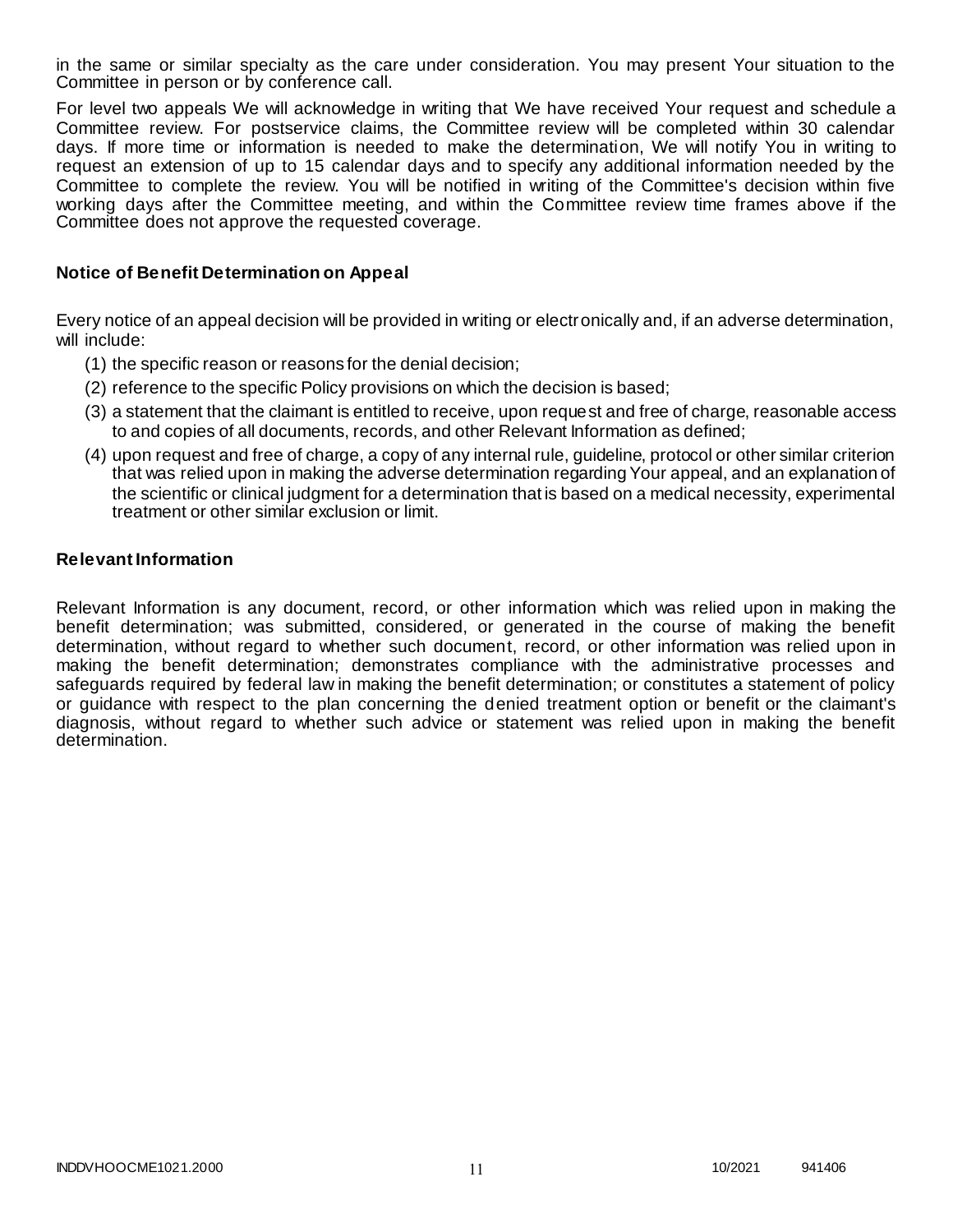in the same or similar specialty as the care under consideration. You may present Your situation to the Committee in person or by conference call.

For level two appeals We will acknowledge in writing that We have received Your request and schedule a Committee review. For postservice claims, the Committee review will be completed within 30 calendar days. If more time or information is needed to make the determination, We will notify You in writing to request an extension of up to 15 calendar days and to specify any additional information needed by the Committee to complete the review. You will be notified in writing of the Committee's decision within five working days after the Committee meeting, and within the Committee review time frames above if the Committee does not approve the requested coverage.

### Notice of Benefit Determination on Appeal

Every notice of an appeal decision will be provided in writing or electronically and, if an adverse determination, will include:

(1) the specific reason or reasons for the denial decision;

(2) reference to the specific Policy provisions on which the decision is based;

(3) a statement that the claimant is entitled to receive, upon request and free of charge, reasonable access to and copies of all documents, records, and other Relevant Information as defined;

(4) upon request and free of charge, a copy of any internal rule, guideline, protocol or other similar criterion that was relied upon in making the adverse determination regarding Your appeal, and an explanation of the scientific or clinical judgment for a determination that is based on a medical necessity, experimental treatment or other similar exclusion or limit.

### Relevant Information

Relevant Information is any document, record, or other information which was relied upon in making the benefit determination; was submitted, considered, or generated in the course of making the benefit determination, without regard to whether such document, record, or other information was relied upon in making the benefit determination; demonstrates compliance with the administrative processes and safeguards required by federal law in making the benefit determination; or constitutes a statement of policy or guidance with respect to the plan concerning the denied treatment option or benefit or the claimant's diagnosis, without regard to whether such advice or statement was relied upon in making the benefit determination.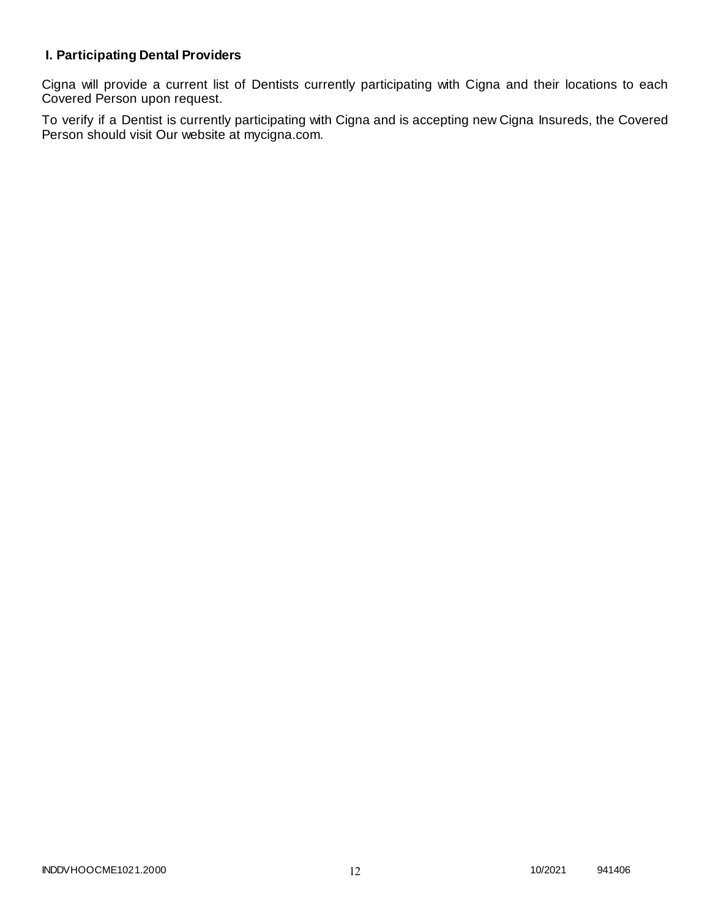### I. Participating Dental Providers

Cigna will provide a current list of Dentists currently participating with Cigna and their locations to each Covered Person upon request.

To verify if a Dentist is currently participating with Cigna and is accepting new Cigna Insureds, the Covered Person should visit Our website at mycigna.com.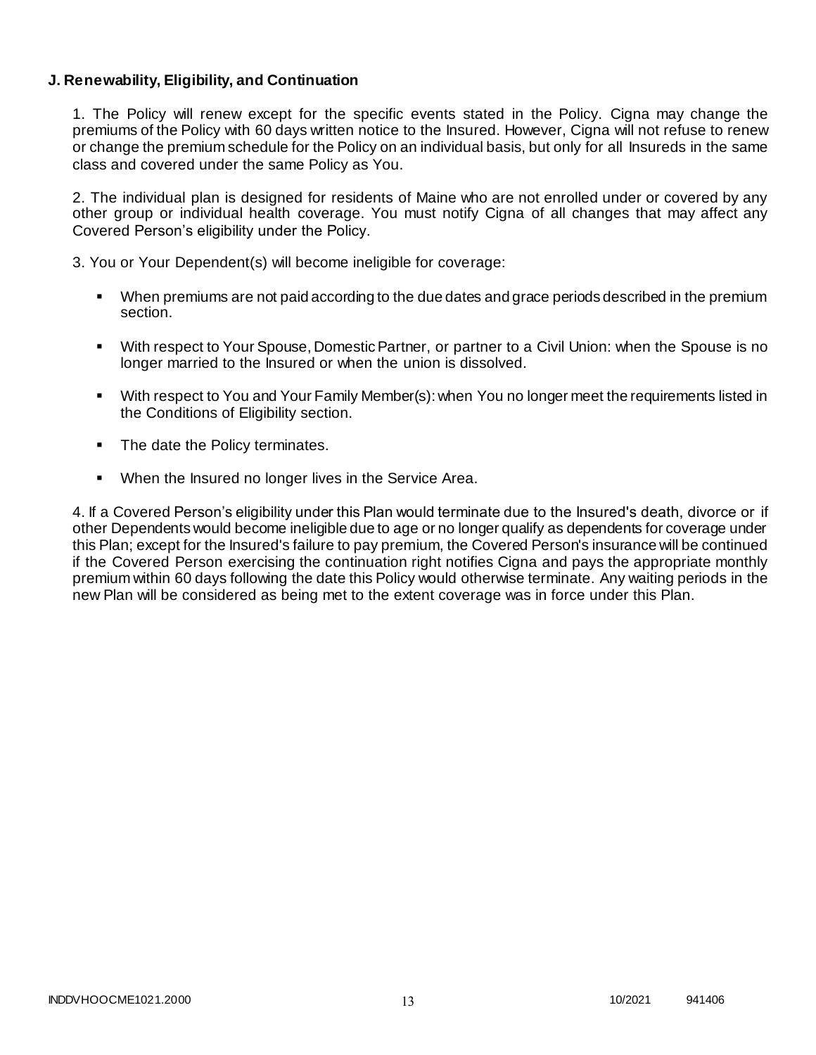**J. Renewability, Eligibility, and Continuation**

1. The Policy will renew except for the specific events stated in the Policy. Cigna may change the premiums of the Policy with 60 days written notice to the Insured. However, Cigna will not refuse to renew or change the premium schedule for the Policy on an individual basis, but only for all Insureds in the same class and covered under the same Policy as You.

2. The individual plan is designed for residents of Maine who are not enrolled under or covered by any other group or individual health coverage. You must notify Cigna of all changes that may affect any Covered Person's eligibility under the Policy.

3. You or Your Dependent(s) will become ineligible for coverage:

- When premiums are not paid according to the due dates and grace periods described in the premium section.
- With respect to Your Spouse, Domestic Partner, or partner to a Civil Union: when the Spouse is no longer married to the Insured or when the union is dissolved.
- With respect to You and Your Family Member(s): when You no longer meet the requirements listed in the Conditions of Eligibility section.
- The date the Policy terminates.
- When the Insured no longer lives in the Service Area.

4. If a Covered Person's eligibility under this Plan would terminate due to the Insured's death, divorce or if other Dependents would become ineligible due to age or no longer qualify as dependents for coverage under this Plan; except for the Insured's failure to pay premium, the Covered Person's insurance will be continued if the Covered Person exercising the continuation right notifies Cigna and pays the appropriate monthly premium within 60 days following the date this Policy would otherwise terminate. Any waiting periods in the new Plan will be considered as being met to the extent coverage was in force under this Plan.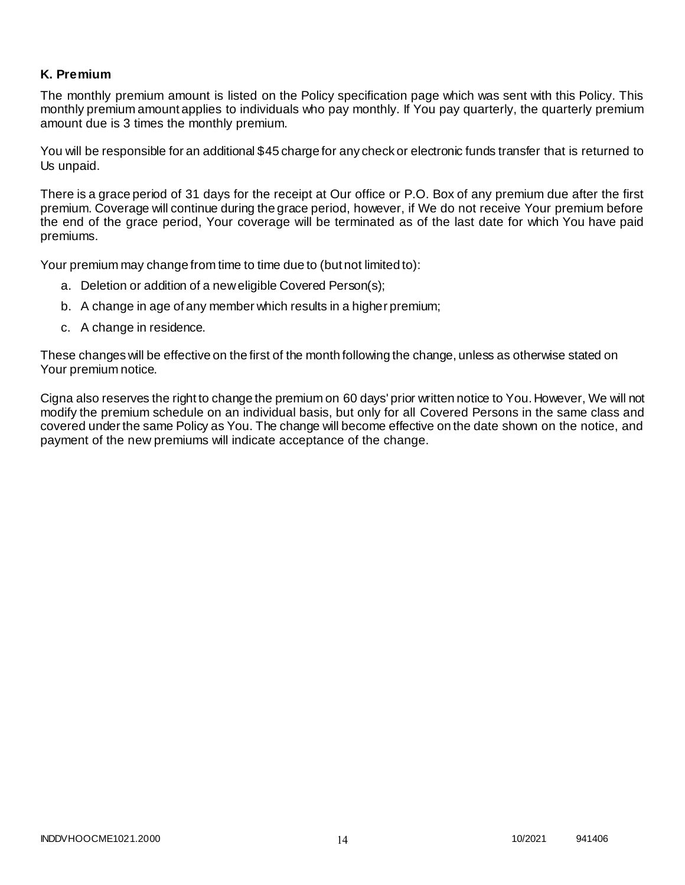**K. Premium**

The monthly premium amount is listed on the Policy specification page which was sent with this Policy. This monthly premium amount applies to individuals who pay monthly. If You pay quarterly, the quarterly premium amount due is 3 times the monthly premium.

You will be responsible for an additional $45 charge for any check or electronic funds transfer that is returned to Us unpaid.

There is a grace period of 31 days for the receipt at Our office or P.O. Box of any premium due after the first premium. Coverage will continue during the grace period, however, if We do not receive Your premium before the end of the grace period, Your coverage will be terminated as of the last date for which You have paid premiums.

Your premium may change from time to time due to (but not limited to):

a. Deletion or addition of a new eligible Covered Person(s);
b. A change in age of any member which results in a higher premium;
c. A change in residence.

These changes will be effective on the first of the month following the change, unless as otherwise stated on Your premium notice.

Cigna also reserves the right to change the premium on 60 days' prior written notice to You. However, We will not modify the premium schedule on an individual basis, but only for all Covered Persons in the same class and covered under the same Policy as You. The change will become effective on the date shown on the notice, and payment of the new premiums will indicate acceptance of the change.